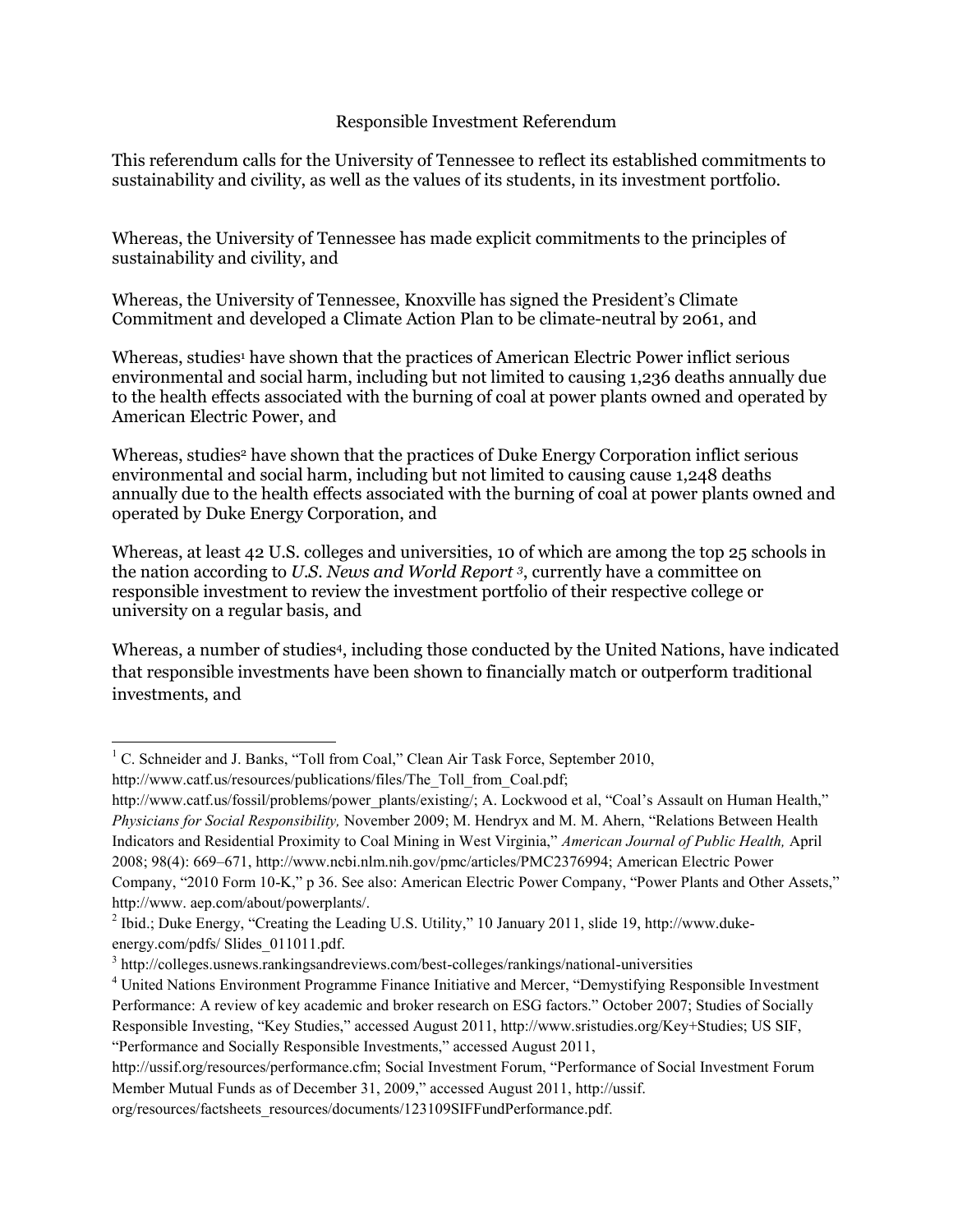# Responsible Investment Referendum

This referendum calls for the University of Tennessee to reflect its established commitments to sustainability and civility, as well as the values of its students, in its investment portfolio.

Whereas, the University of Tennessee has made explicit commitments to the principles of sustainability and civility, and

Whereas, the University of Tennessee, Knoxville has signed the President's Climate Commitment and developed a Climate Action Plan to be climate-neutral by 2061, and

Whereas, studies[1] have shown that the practices of American Electric Power inflict serious environmental and social harm, including but not limited to causing 1,236 deaths annually due to the health effects associated with the burning of coal at power plants owned and operated by American Electric Power, and

Whereas, studies[2] have shown that the practices of Duke Energy Corporation inflict serious environmental and social harm, including but not limited to causing cause 1,248 deaths annually due to the health effects associated with the burning of coal at power plants owned and operated by Duke Energy Corporation, and

Whereas, at least 42 U.S. colleges and universities, 10 of which are among the top 25 schools in the nation according to *U.S. News and World Report* [3], currently have a committee on responsible investment to review the investment portfolio of their respective college or university on a regular basis, and

Whereas, a number of studies[4], including those conducted by the United Nations, have indicated that responsible investments have been shown to financially match or outperform traditional investments, and

---

[1] C. Schneider and J. Banks, "Toll from Coal," Clean Air Task Force, September 2010, http://www.catf.us/resources/publications/files/The_Toll_from_Coal.pdf; http://www.catf.us/fossil/problems/power_plants/existing/; A. Lockwood et al, "Coal's Assault on Human Health," *Physicians for Social Responsibility,* November 2009; M. Hendryx and M. M. Ahern, "Relations Between Health Indicators and Residential Proximity to Coal Mining in West Virginia," *American Journal of Public Health,* April 2008; 98(4): 669–671, http://www.ncbi.nlm.nih.gov/pmc/articles/PMC2376994; American Electric Power Company, "2010 Form 10-K," p 36. See also: American Electric Power Company, "Power Plants and Other Assets," http://www. aep.com/about/powerplants/.

[2] Ibid.; Duke Energy, "Creating the Leading U.S. Utility," 10 January 2011, slide 19, http://www.duke-energy.com/pdfs/ Slides_011011.pdf.

[3] http://colleges.usnews.rankingsandreviews.com/best-colleges/rankings/national-universities

[4] United Nations Environment Programme Finance Initiative and Mercer, "Demystifying Responsible Investment Performance: A review of key academic and broker research on ESG factors." October 2007; Studies of Socially Responsible Investing, "Key Studies," accessed August 2011, http://www.sristudies.org/Key+Studies; US SIF, "Performance and Socially Responsible Investments," accessed August 2011, http://ussif.org/resources/performance.cfm; Social Investment Forum, "Performance of Social Investment Forum Member Mutual Funds as of December 31, 2009," accessed August 2011, http://ussif. org/resources/factsheets_resources/documents/123109SIFFundPerformance.pdf.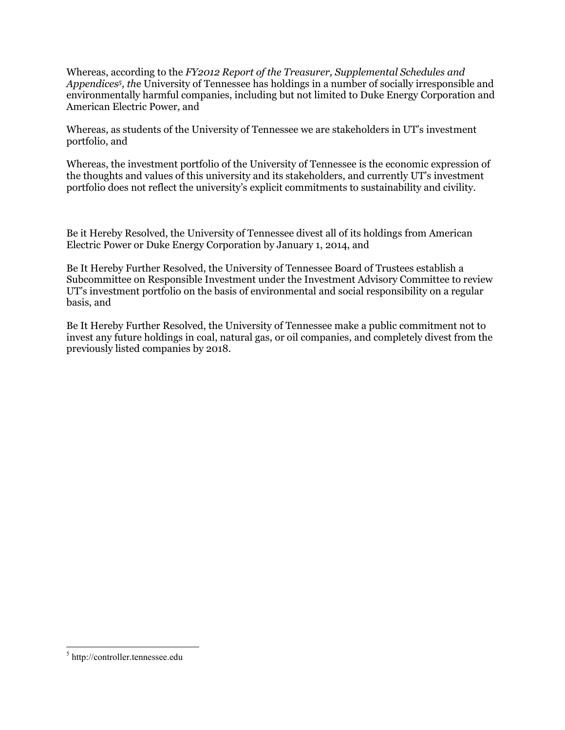Whereas, according to the *FY2012 Report of the Treasurer, Supplemental Schedules and Appendices*[5]*, th*e University of Tennessee has holdings in a number of socially irresponsible and environmentally harmful companies, including but not limited to Duke Energy Corporation and American Electric Power, and

Whereas, as students of the University of Tennessee we are stakeholders in UT's investment portfolio, and

Whereas, the investment portfolio of the University of Tennessee is the economic expression of the thoughts and values of this university and its stakeholders, and currently UT's investment portfolio does not reflect the university's explicit commitments to sustainability and civility.

Be it Hereby Resolved, the University of Tennessee divest all of its holdings from American Electric Power or Duke Energy Corporation by January 1, 2014, and

Be It Hereby Further Resolved, the University of Tennessee Board of Trustees establish a Subcommittee on Responsible Investment under the Investment Advisory Committee to review UT's investment portfolio on the basis of environmental and social responsibility on a regular basis, and

Be It Hereby Further Resolved, the University of Tennessee make a public commitment not to invest any future holdings in coal, natural gas, or oil companies, and completely divest from the previously listed companies by 2018.

---

[5] http://controller.tennessee.edu